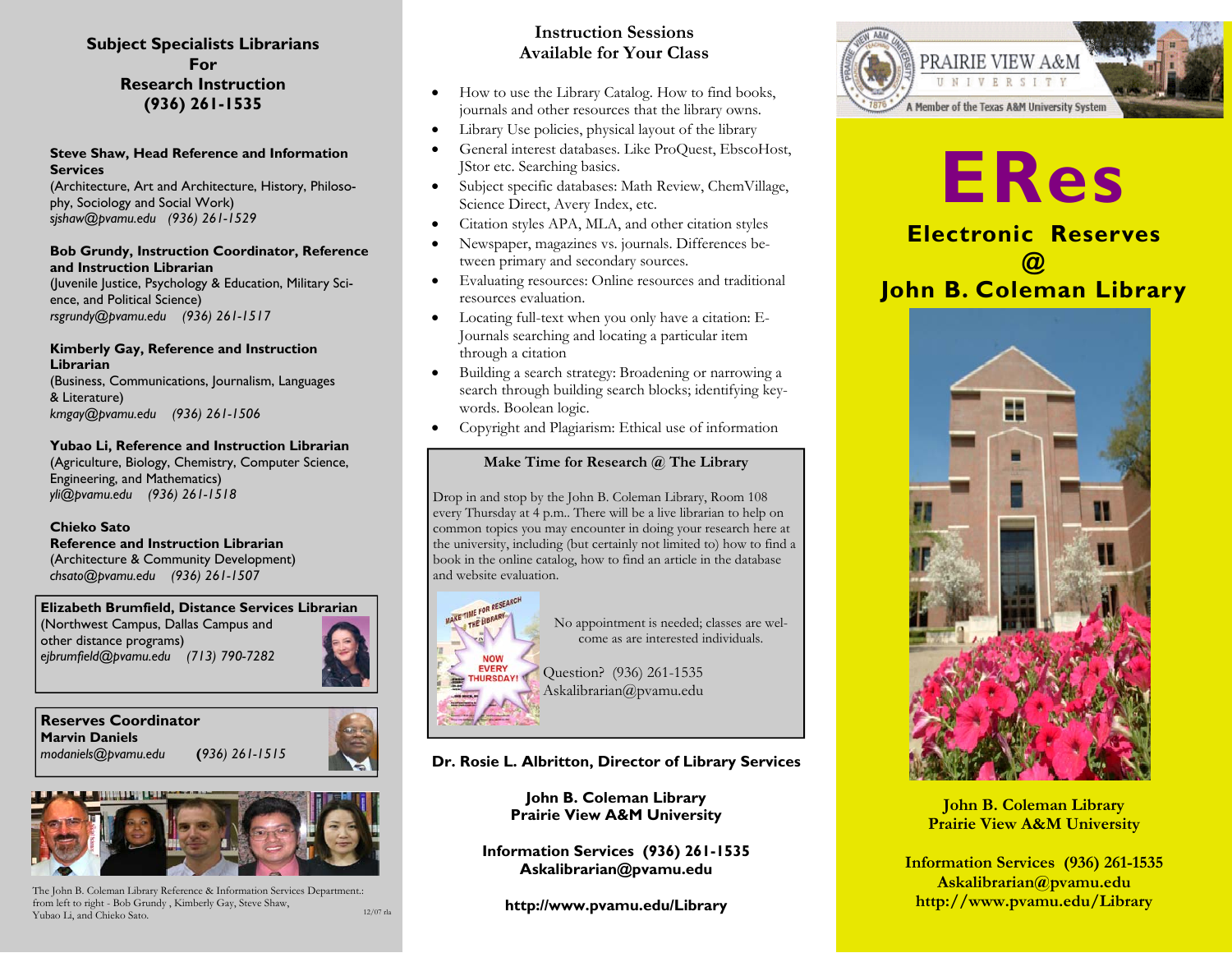## Subject Specialists Librarians For Research Instruction (936) 261-1535

**Steve Shaw, Head Reference and Information Services**
(Architecture, Art and Architecture, History, Philosophy, Sociology and Social Work)
*sjshaw@pvamu.edu (936) 261-1529*

**Bob Grundy, Instruction Coordinator, Reference and Instruction Librarian**
(Juvenile Justice, Psychology & Education, Military Science, and Political Science)
*rsgrundy@pvamu.edu (936) 261-1517*

**Kimberly Gay, Reference and Instruction Librarian**
(Business, Communications, Journalism, Languages & Literature)
*kmgay@pvamu.edu (936) 261-1506*

**Yubao Li, Reference and Instruction Librarian**
(Agriculture, Biology, Chemistry, Computer Science, Engineering, and Mathematics)
*yli@pvamu.edu (936) 261-1518*

**Chieko Sato**
**Reference and Instruction Librarian**
(Architecture & Community Development)
*chsato@pvamu.edu (936) 261-1507*

**Elizabeth Brumfield, Distance Services Librarian**
(Northwest Campus, Dallas Campus and other distance programs)
*ejbrumfield@pvamu.edu (713) 790-7282*

**Reserves Coordinator**
**Marvin Daniels**
*modaniels@pvamu.edu (936) 261-1515*

The John B. Coleman Library Reference & Information Services Department.: from left to right - Bob Grundy , Kimberly Gay, Steve Shaw, Yubao Li, and Chieko Sato.

12/07 rla

## Instruction Sessions Available for Your Class

- How to use the Library Catalog. How to find books, journals and other resources that the library owns.
- Library Use policies, physical layout of the library
- General interest databases. Like ProQuest, EbscoHost, JStor etc. Searching basics.
- Subject specific databases: Math Review, ChemVillage, Science Direct, Avery Index, etc.
- Citation styles APA, MLA, and other citation styles
- Newspaper, magazines vs. journals. Differences between primary and secondary sources.
- Evaluating resources: Online resources and traditional resources evaluation.
- Locating full-text when you only have a citation: E-Journals searching and locating a particular item through a citation
- Building a search strategy: Broadening or narrowing a search through building search blocks; identifying keywords. Boolean logic.
- Copyright and Plagiarism: Ethical use of information

### Make Time for Research @ The Library

Drop in and stop by the John B. Coleman Library, Room 108 every Thursday at 4 p.m.. There will be a live librarian to help on common topics you may encounter in doing your research here at the university, including (but certainly not limited to) how to find a book in the online catalog, how to find an article in the database and website evaluation.

No appointment is needed; classes are welcome as are interested individuals.

Question? (936) 261-1535
Askalibrarian@pvamu.edu

**Dr. Rosie L. Albritton, Director of Library Services**

**John B. Coleman Library**
**Prairie View A&M University**

**Information Services (936) 261-1535**
**Askalibrarian@pvamu.edu**

**http://www.pvamu.edu/Library**

PRAIRIE VIEW A&M UNIVERSITY
A Member of the Texas A&M University System

# ERes

## Electronic Reserves @ John B. Coleman Library

**John B. Coleman Library**
**Prairie View A&M University**

**Information Services (936) 261-1535**
**Askalibrarian@pvamu.edu**
**http://www.pvamu.edu/Library**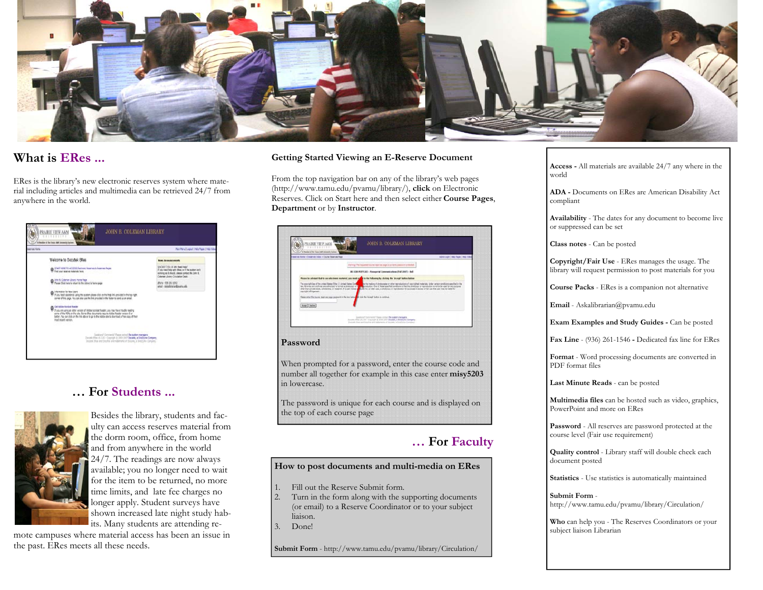## What is ERes ...

ERes is the library's new electronic reserves system where material including articles and multimedia can be retrieved 24/7 from anywhere in the world.

## … For Students ...

Besides the library, students and faculty can access reserves material from the dorm room, office, from home and from anywhere in the world 24/7. The readings are now always available; you no longer need to wait for the item to be returned, no more time limits, and late fee charges no longer apply. Student surveys have shown increased late night study habits. Many students are attending remote campuses where material access has been an issue in the past. ERes meets all these needs.

### Getting Started Viewing an E-Reserve Document

From the top navigation bar on any of the library's web pages (http://www.tamu.edu/pvamu/library/), **click** on Electronic Reserves. Click on Start here and then select either **Course Pages**, **Department** or by **Instructor**.

### Password

When prompted for a password, enter the course code and number all together for example in this case enter **misy5203** in lowercase.

The password is unique for each course and is displayed on the top of each course page

## … For Faculty

### How to post documents and multi-media on ERes

1. Fill out the Reserve Submit form.
2. Turn in the form along with the supporting documents (or email) to a Reserve Coordinator or to your subject liaison.
3. Done!

**Submit Form** - http://www.tamu.edu/pvamu/library/Circulation/

**Access -** All materials are available 24/7 any where in the world

**ADA -** Documents on ERes are American Disability Act compliant

**Availability** - The dates for any document to become live or suppressed can be set

**Class notes** - Can be posted

**Copyright/Fair Use** - ERes manages the usage. The library will request permission to post materials for you

**Course Packs** - ERes is a companion not alternative

**Email** - Askalibrarian@pvamu.edu

**Exam Examples and Study Guides -** Can be posted

**Fax Line** - (936) 261-1546 **-** Dedicated fax line for ERes

**Format** - Word processing documents are converted in PDF format files

**Last Minute Reads** - can be posted

**Multimedia files** can be hosted such as video, graphics, PowerPoint and more on ERes

**Password** - All reserves are password protected at the course level (Fair use requirement)

**Quality control** - Library staff will double check each document posted

**Statistics** - Use statistics is automatically maintained

**Submit Form** - http://www.tamu.edu/pvamu/library/Circulation/

**Who** can help you - The Reserves Coordinators or your subject liaison Librarian